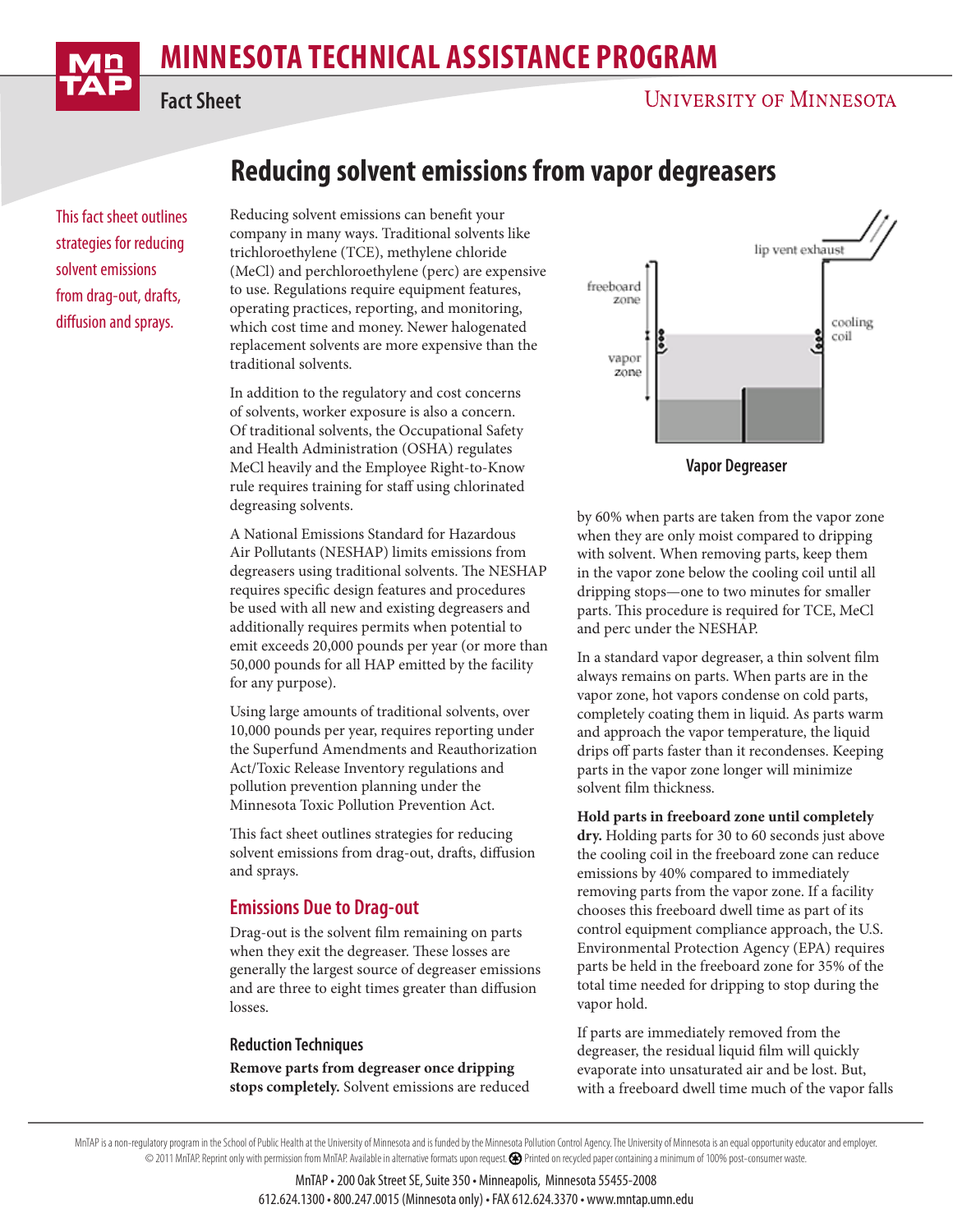# MINNESOTA TECHNICAL ASSISTANCE PROGRAM

Fact Sheet

UNIVERSITY OF MINNESOTA

## Reducing solvent emissions from vapor degreasers

This fact sheet outlines strategies for reducing solvent emissions from drag-out, drafts, diffusion and sprays.

Reducing solvent emissions can benefit your company in many ways. Traditional solvents like trichloroethylene (TCE), methylene chloride (MeCl) and perchloroethylene (perc) are expensive to use. Regulations require equipment features, operating practices, reporting, and monitoring, which cost time and money. Newer halogenated replacement solvents are more expensive than the traditional solvents.

In addition to the regulatory and cost concerns of solvents, worker exposure is also a concern. Of traditional solvents, the Occupational Safety and Health Administration (OSHA) regulates MeCl heavily and the Employee Right-to-Know rule requires training for staff using chlorinated degreasing solvents.

A National Emissions Standard for Hazardous Air Pollutants (NESHAP) limits emissions from degreasers using traditional solvents. The NESHAP requires specific design features and procedures be used with all new and existing degreasers and additionally requires permits when potential to emit exceeds 20,000 pounds per year (or more than 50,000 pounds for all HAP emitted by the facility for any purpose).

Using large amounts of traditional solvents, over 10,000 pounds per year, requires reporting under the Superfund Amendments and Reauthorization Act/Toxic Release Inventory regulations and pollution prevention planning under the Minnesota Toxic Pollution Prevention Act.

This fact sheet outlines strategies for reducing solvent emissions from drag-out, drafts, diffusion and sprays.

## Emissions Due to Drag-out

Drag-out is the solvent film remaining on parts when they exit the degreaser. These losses are generally the largest source of degreaser emissions and are three to eight times greater than diffusion losses.

### Reduction Techniques

**Remove parts from degreaser once dripping stops completely.** Solvent emissions are reduced by 60% when parts are taken from the vapor zone when they are only moist compared to dripping with solvent. When removing parts, keep them in the vapor zone below the cooling coil until all dripping stops—one to two minutes for smaller parts. This procedure is required for TCE, MeCl and perc under the NESHAP.

Vapor Degreaser

In a standard vapor degreaser, a thin solvent film always remains on parts. When parts are in the vapor zone, hot vapors condense on cold parts, completely coating them in liquid. As parts warm and approach the vapor temperature, the liquid drips off parts faster than it recondenses. Keeping parts in the vapor zone longer will minimize solvent film thickness.

**Hold parts in freeboard zone until completely dry.** Holding parts for 30 to 60 seconds just above the cooling coil in the freeboard zone can reduce emissions by 40% compared to immediately removing parts from the vapor zone. If a facility chooses this freeboard dwell time as part of its control equipment compliance approach, the U.S. Environmental Protection Agency (EPA) requires parts be held in the freeboard zone for 35% of the total time needed for dripping to stop during the vapor hold.

If parts are immediately removed from the degreaser, the residual liquid film will quickly evaporate into unsaturated air and be lost. But, with a freeboard dwell time much of the vapor falls

MnTAP is a non-regulatory program in the School of Public Health at the University of Minnesota and is funded by the Minnesota Pollution Control Agency. The University of Minnesota is an equal opportunity educator and employer. © 2011 MnTAP. Reprint only with permission from MnTAP. Available in alternative formats upon request. Printed on recycled paper containing a minimum of 100% post-consumer waste.

MnTAP • 200 Oak Street SE, Suite 350 • Minneapolis, Minnesota 55455-2008
612.624.1300 • 800.247.0015 (Minnesota only) • FAX 612.624.3370 • www.mntap.umn.edu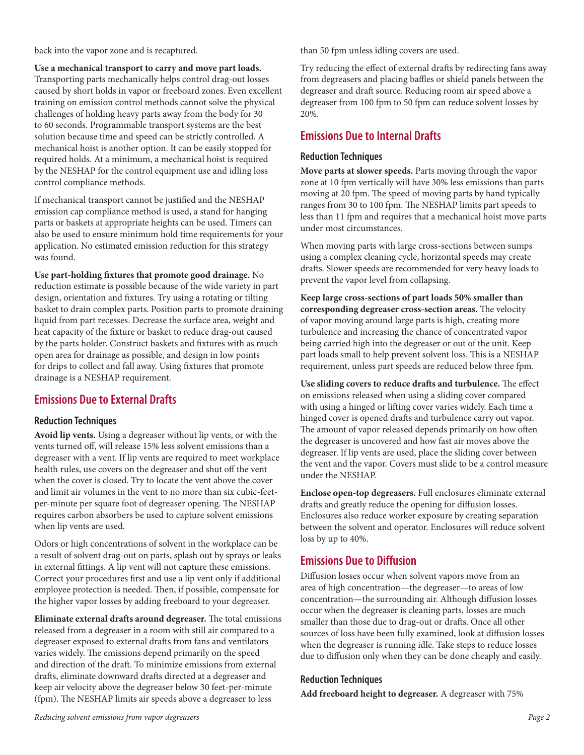back into the vapor zone and is recaptured.

**Use a mechanical transport to carry and move part loads.** Transporting parts mechanically helps control drag-out losses caused by short holds in vapor or freeboard zones. Even excellent training on emission control methods cannot solve the physical challenges of holding heavy parts away from the body for 30 to 60 seconds. Programmable transport systems are the best solution because time and speed can be strictly controlled. A mechanical hoist is another option. It can be easily stopped for required holds. At a minimum, a mechanical hoist is required by the NESHAP for the control equipment use and idling loss control compliance methods.

If mechanical transport cannot be justified and the NESHAP emission cap compliance method is used, a stand for hanging parts or baskets at appropriate heights can be used. Timers can also be used to ensure minimum hold time requirements for your application. No estimated emission reduction for this strategy was found.

**Use part-holding fixtures that promote good drainage.** No reduction estimate is possible because of the wide variety in part design, orientation and fixtures. Try using a rotating or tilting basket to drain complex parts. Position parts to promote draining liquid from part recesses. Decrease the surface area, weight and heat capacity of the fixture or basket to reduce drag-out caused by the parts holder. Construct baskets and fixtures with as much open area for drainage as possible, and design in low points for drips to collect and fall away. Using fixtures that promote drainage is a NESHAP requirement.

## Emissions Due to External Drafts

### Reduction Techniques

**Avoid lip vents.** Using a degreaser without lip vents, or with the vents turned off, will release 15% less solvent emissions than a degreaser with a vent. If lip vents are required to meet workplace health rules, use covers on the degreaser and shut off the vent when the cover is closed. Try to locate the vent above the cover and limit air volumes in the vent to no more than six cubic-feet-per-minute per square foot of degreaser opening. The NESHAP requires carbon absorbers be used to capture solvent emissions when lip vents are used.

Odors or high concentrations of solvent in the workplace can be a result of solvent drag-out on parts, splash out by sprays or leaks in external fittings. A lip vent will not capture these emissions. Correct your procedures first and use a lip vent only if additional employee protection is needed. Then, if possible, compensate for the higher vapor losses by adding freeboard to your degreaser.

**Eliminate external drafts around degreaser.** The total emissions released from a degreaser in a room with still air compared to a degreaser exposed to external drafts from fans and ventilators varies widely. The emissions depend primarily on the speed and direction of the draft. To minimize emissions from external drafts, eliminate downward drafts directed at a degreaser and keep air velocity above the degreaser below 30 feet-per-minute (fpm). The NESHAP limits air speeds above a degreaser to less than 50 fpm unless idling covers are used.

Try reducing the effect of external drafts by redirecting fans away from degreasers and placing baffles or shield panels between the degreaser and draft source. Reducing room air speed above a degreaser from 100 fpm to 50 fpm can reduce solvent losses by 20%.

## Emissions Due to Internal Drafts

### Reduction Techniques

**Move parts at slower speeds.** Parts moving through the vapor zone at 10 fpm vertically will have 30% less emissions than parts moving at 20 fpm. The speed of moving parts by hand typically ranges from 30 to 100 fpm. The NESHAP limits part speeds to less than 11 fpm and requires that a mechanical hoist move parts under most circumstances.

When moving parts with large cross-sections between sumps using a complex cleaning cycle, horizontal speeds may create drafts. Slower speeds are recommended for very heavy loads to prevent the vapor level from collapsing.

**Keep large cross-sections of part loads 50% smaller than corresponding degreaser cross-section areas.** The velocity of vapor moving around large parts is high, creating more turbulence and increasing the chance of concentrated vapor being carried high into the degreaser or out of the unit. Keep part loads small to help prevent solvent loss. This is a NESHAP requirement, unless part speeds are reduced below three fpm.

**Use sliding covers to reduce drafts and turbulence.** The effect on emissions released when using a sliding cover compared with using a hinged or lifting cover varies widely. Each time a hinged cover is opened drafts and turbulence carry out vapor. The amount of vapor released depends primarily on how often the degreaser is uncovered and how fast air moves above the degreaser. If lip vents are used, place the sliding cover between the vent and the vapor. Covers must slide to be a control measure under the NESHAP.

**Enclose open-top degreasers.** Full enclosures eliminate external drafts and greatly reduce the opening for diffusion losses. Enclosures also reduce worker exposure by creating separation between the solvent and operator. Enclosures will reduce solvent loss by up to 40%.

## Emissions Due to Diffusion

Diffusion losses occur when solvent vapors move from an area of high concentration—the degreaser—to areas of low concentration—the surrounding air. Although diffusion losses occur when the degreaser is cleaning parts, losses are much smaller than those due to drag-out or drafts. Once all other sources of loss have been fully examined, look at diffusion losses when the degreaser is running idle. Take steps to reduce losses due to diffusion only when they can be done cheaply and easily.

### Reduction Techniques

**Add freeboard height to degreaser.** A degreaser with 75%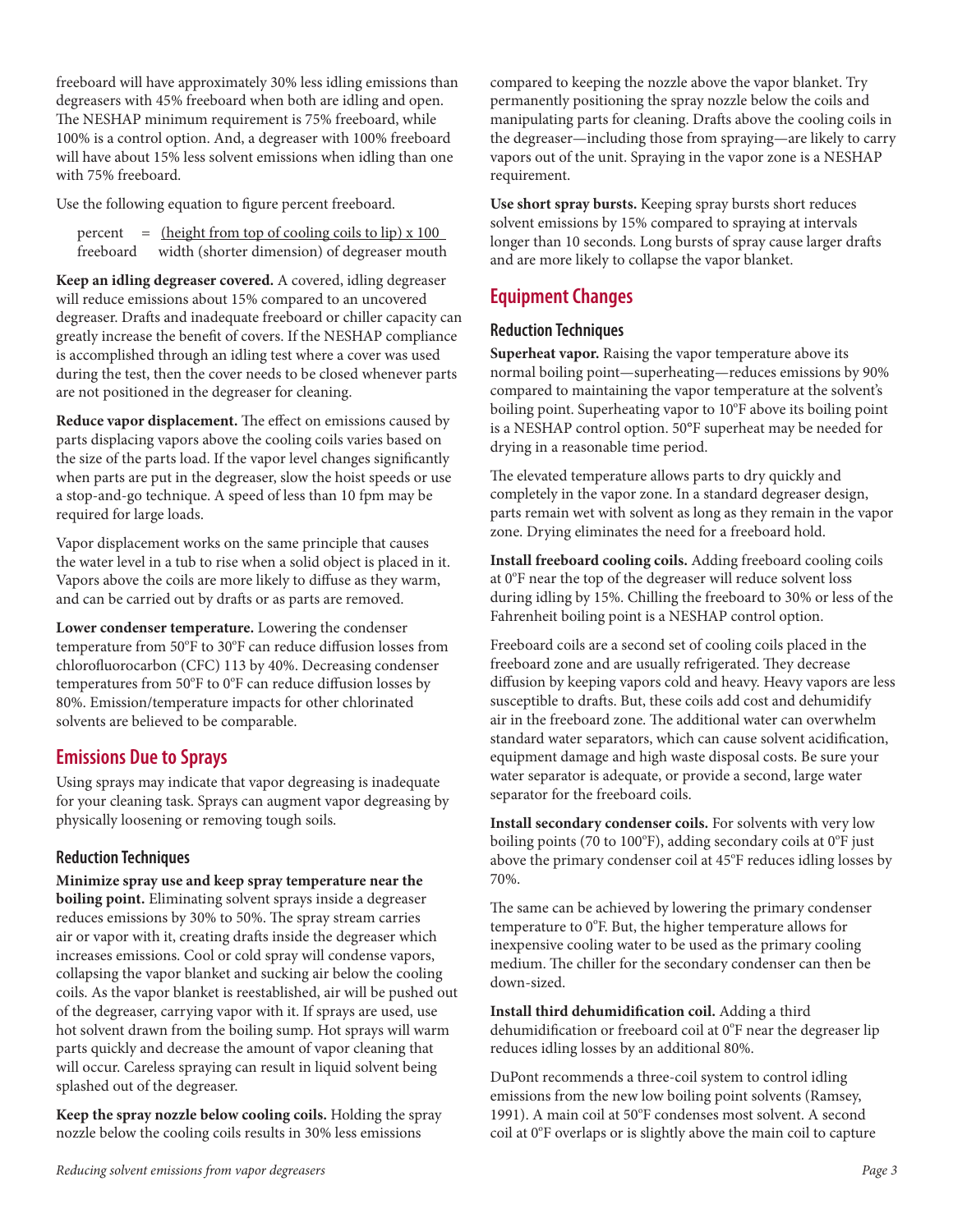freeboard will have approximately 30% less idling emissions than degreasers with 45% freeboard when both are idling and open. The NESHAP minimum requirement is 75% freeboard, while 100% is a control option. And, a degreaser with 100% freeboard will have about 15% less solvent emissions when idling than one with 75% freeboard.

Use the following equation to figure percent freeboard.

$$\text{percent freeboard} = \frac{\text{(height from top of cooling coils to lip)} \times 100}{\text{width (shorter dimension) of degreaser mouth}}$$

**Keep an idling degreaser covered.** A covered, idling degreaser will reduce emissions about 15% compared to an uncovered degreaser. Drafts and inadequate freeboard or chiller capacity can greatly increase the benefit of covers. If the NESHAP compliance is accomplished through an idling test where a cover was used during the test, then the cover needs to be closed whenever parts are not positioned in the degreaser for cleaning.

**Reduce vapor displacement.** The effect on emissions caused by parts displacing vapors above the cooling coils varies based on the size of the parts load. If the vapor level changes significantly when parts are put in the degreaser, slow the hoist speeds or use a stop-and-go technique. A speed of less than 10 fpm may be required for large loads.

Vapor displacement works on the same principle that causes the water level in a tub to rise when a solid object is placed in it. Vapors above the coils are more likely to diffuse as they warm, and can be carried out by drafts or as parts are removed.

**Lower condenser temperature.** Lowering the condenser temperature from 50°F to 30°F can reduce diffusion losses from chlorofluorocarbon (CFC) 113 by 40%. Decreasing condenser temperatures from 50°F to 0°F can reduce diffusion losses by 80%. Emission/temperature impacts for other chlorinated solvents are believed to be comparable.

## Emissions Due to Sprays

Using sprays may indicate that vapor degreasing is inadequate for your cleaning task. Sprays can augment vapor degreasing by physically loosening or removing tough soils.

### Reduction Techniques

**Minimize spray use and keep spray temperature near the boiling point.** Eliminating solvent sprays inside a degreaser reduces emissions by 30% to 50%. The spray stream carries air or vapor with it, creating drafts inside the degreaser which increases emissions. Cool or cold spray will condense vapors, collapsing the vapor blanket and sucking air below the cooling coils. As the vapor blanket is reestablished, air will be pushed out of the degreaser, carrying vapor with it. If sprays are used, use hot solvent drawn from the boiling sump. Hot sprays will warm parts quickly and decrease the amount of vapor cleaning that will occur. Careless spraying can result in liquid solvent being splashed out of the degreaser.

**Keep the spray nozzle below cooling coils.** Holding the spray nozzle below the cooling coils results in 30% less emissions compared to keeping the nozzle above the vapor blanket. Try permanently positioning the spray nozzle below the coils and manipulating parts for cleaning. Drafts above the cooling coils in the degreaser—including those from spraying—are likely to carry vapors out of the unit. Spraying in the vapor zone is a NESHAP requirement.

**Use short spray bursts.** Keeping spray bursts short reduces solvent emissions by 15% compared to spraying at intervals longer than 10 seconds. Long bursts of spray cause larger drafts and are more likely to collapse the vapor blanket.

## Equipment Changes

### Reduction Techniques

**Superheat vapor.** Raising the vapor temperature above its normal boiling point—superheating—reduces emissions by 90% compared to maintaining the vapor temperature at the solvent's boiling point. Superheating vapor to 10°F above its boiling point is a NESHAP control option. 50°F superheat may be needed for drying in a reasonable time period.

The elevated temperature allows parts to dry quickly and completely in the vapor zone. In a standard degreaser design, parts remain wet with solvent as long as they remain in the vapor zone. Drying eliminates the need for a freeboard hold.

**Install freeboard cooling coils.** Adding freeboard cooling coils at 0°F near the top of the degreaser will reduce solvent loss during idling by 15%. Chilling the freeboard to 30% or less of the Fahrenheit boiling point is a NESHAP control option.

Freeboard coils are a second set of cooling coils placed in the freeboard zone and are usually refrigerated. They decrease diffusion by keeping vapors cold and heavy. Heavy vapors are less susceptible to drafts. But, these coils add cost and dehumidify air in the freeboard zone. The additional water can overwhelm standard water separators, which can cause solvent acidification, equipment damage and high waste disposal costs. Be sure your water separator is adequate, or provide a second, large water separator for the freeboard coils.

**Install secondary condenser coils.** For solvents with very low boiling points (70 to 100°F), adding secondary coils at 0°F just above the primary condenser coil at 45°F reduces idling losses by 70%.

The same can be achieved by lowering the primary condenser temperature to 0°F. But, the higher temperature allows for inexpensive cooling water to be used as the primary cooling medium. The chiller for the secondary condenser can then be down-sized.

**Install third dehumidification coil.** Adding a third dehumidification or freeboard coil at 0°F near the degreaser lip reduces idling losses by an additional 80%.

DuPont recommends a three-coil system to control idling emissions from the new low boiling point solvents (Ramsey, 1991). A main coil at 50°F condenses most solvent. A second coil at 0°F overlaps or is slightly above the main coil to capture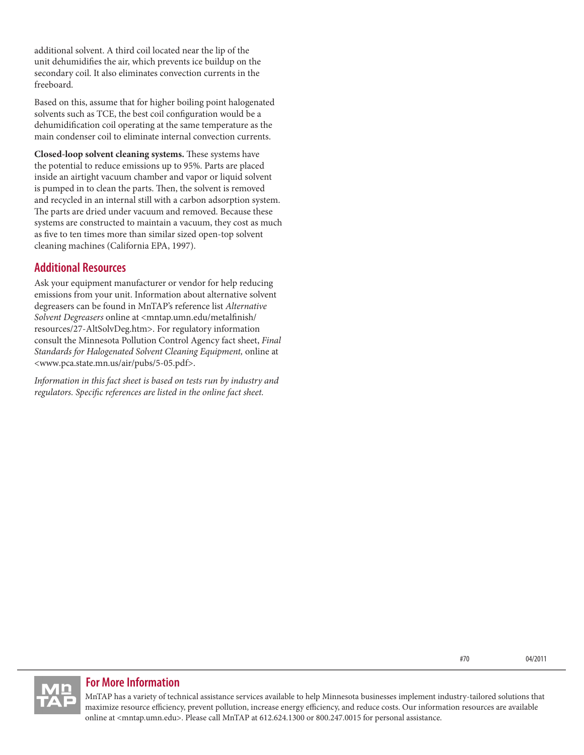additional solvent. A third coil located near the lip of the unit dehumidifies the air, which prevents ice buildup on the secondary coil. It also eliminates convection currents in the freeboard.

Based on this, assume that for higher boiling point halogenated solvents such as TCE, the best coil configuration would be a dehumidification coil operating at the same temperature as the main condenser coil to eliminate internal convection currents.

**Closed-loop solvent cleaning systems.** These systems have the potential to reduce emissions up to 95%. Parts are placed inside an airtight vacuum chamber and vapor or liquid solvent is pumped in to clean the parts. Then, the solvent is removed and recycled in an internal still with a carbon adsorption system. The parts are dried under vacuum and removed. Because these systems are constructed to maintain a vacuum, they cost as much as five to ten times more than similar sized open-top solvent cleaning machines (California EPA, 1997).

## Additional Resources

Ask your equipment manufacturer or vendor for help reducing emissions from your unit. Information about alternative solvent degreasers can be found in MnTAP's reference list *Alternative Solvent Degreasers* online at <mntap.umn.edu/metalfinish/resources/27-AltSolvDeg.htm>. For regulatory information consult the Minnesota Pollution Control Agency fact sheet, *Final Standards for Halogenated Solvent Cleaning Equipment,* online at <www.pca.state.mn.us/air/pubs/5-05.pdf>.

*Information in this fact sheet is based on tests run by industry and regulators. Specific references are listed in the online fact sheet.*

#70 04/2011

## For More Information

MnTAP has a variety of technical assistance services available to help Minnesota businesses implement industry-tailored solutions that maximize resource efficiency, prevent pollution, increase energy efficiency, and reduce costs. Our information resources are available online at <mntap.umn.edu>. Please call MnTAP at 612.624.1300 or 800.247.0015 for personal assistance.